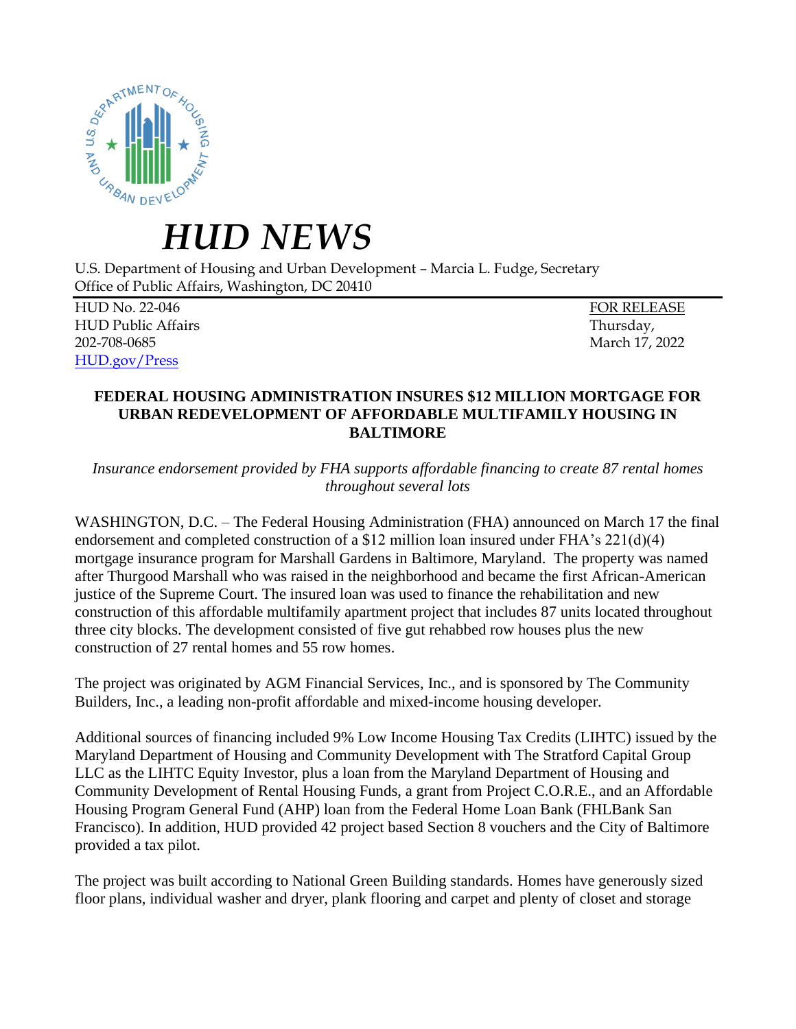# *HUD NEWS*

U.S. Department of Housing and Urban Development – Marcia L. Fudge, Secretary
Office of Public Affairs, Washington, DC 20410

HUD No. 22-046
HUD Public Affairs
202-708-0685
[HUD.gov/Press](HUD.gov/Press)

FOR RELEASE
Thursday,
March 17, 2022

## FEDERAL HOUSING ADMINISTRATION INSURES $12 MILLION MORTGAGE FOR URBAN REDEVELOPMENT OF AFFORDABLE MULTIFAMILY HOUSING IN BALTIMORE

*Insurance endorsement provided by FHA supports affordable financing to create 87 rental homes throughout several lots*

WASHINGTON, D.C. – The Federal Housing Administration (FHA) announced on March 17 the final endorsement and completed construction of a $12 million loan insured under FHA's 221(d)(4) mortgage insurance program for Marshall Gardens in Baltimore, Maryland. The property was named after Thurgood Marshall who was raised in the neighborhood and became the first African-American justice of the Supreme Court. The insured loan was used to finance the rehabilitation and new construction of this affordable multifamily apartment project that includes 87 units located throughout three city blocks. The development consisted of five gut rehabbed row houses plus the new construction of 27 rental homes and 55 row homes.

The project was originated by AGM Financial Services, Inc., and is sponsored by The Community Builders, Inc., a leading non-profit affordable and mixed-income housing developer.

Additional sources of financing included 9% Low Income Housing Tax Credits (LIHTC) issued by the Maryland Department of Housing and Community Development with The Stratford Capital Group LLC as the LIHTC Equity Investor, plus a loan from the Maryland Department of Housing and Community Development of Rental Housing Funds, a grant from Project C.O.R.E., and an Affordable Housing Program General Fund (AHP) loan from the Federal Home Loan Bank (FHLBank San Francisco). In addition, HUD provided 42 project based Section 8 vouchers and the City of Baltimore provided a tax pilot.

The project was built according to National Green Building standards. Homes have generously sized floor plans, individual washer and dryer, plank flooring and carpet and plenty of closet and storage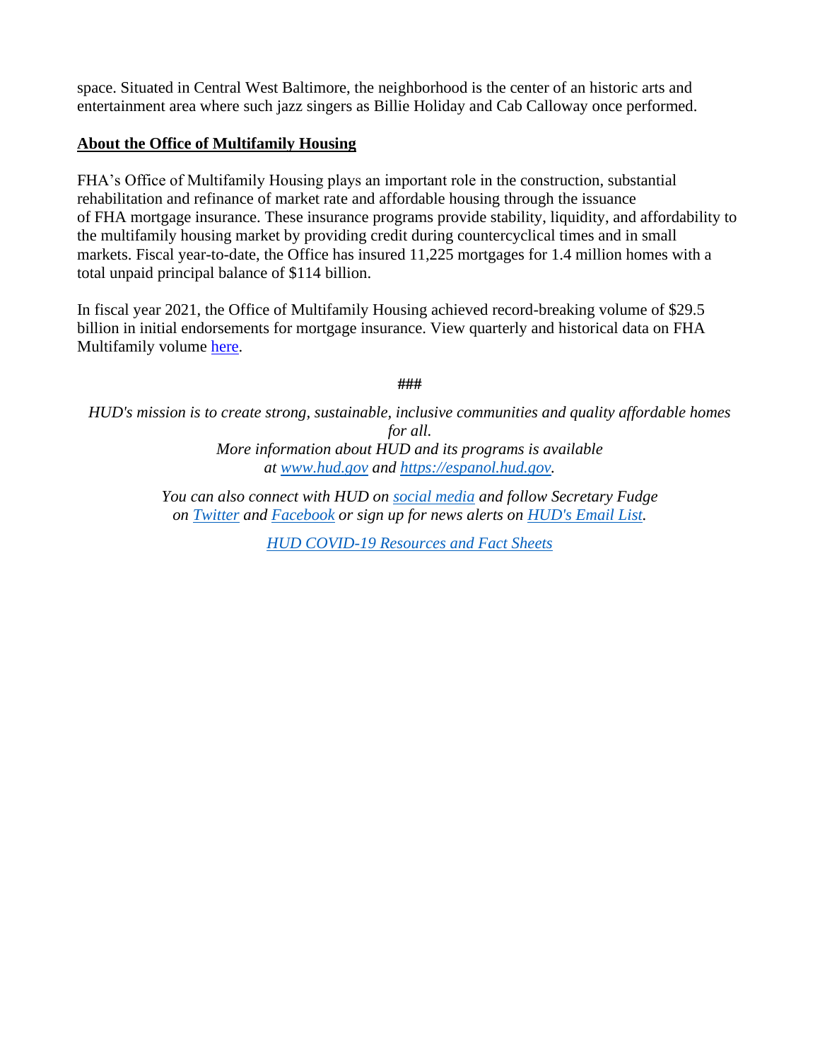space. Situated in Central West Baltimore, the neighborhood is the center of an historic arts and entertainment area where such jazz singers as Billie Holiday and Cab Calloway once performed.

**About the Office of Multifamily Housing**

FHA's Office of Multifamily Housing plays an important role in the construction, substantial rehabilitation and refinance of market rate and affordable housing through the issuance of FHA mortgage insurance. These insurance programs provide stability, liquidity, and affordability to the multifamily housing market by providing credit during countercyclical times and in small markets. Fiscal year-to-date, the Office has insured 11,225 mortgages for 1.4 million homes with a total unpaid principal balance of $114 billion.

In fiscal year 2021, the Office of Multifamily Housing achieved record-breaking volume of $29.5 billion in initial endorsements for mortgage insurance. View quarterly and historical data on FHA Multifamily volume here.

###

*HUD's mission is to create strong, sustainable, inclusive communities and quality affordable homes for all.*
*More information about HUD and its programs is available at www.hud.gov and https://espanol.hud.gov.*

*You can also connect with HUD on social media and follow Secretary Fudge on Twitter and Facebook or sign up for news alerts on HUD's Email List.*

*HUD COVID-19 Resources and Fact Sheets*